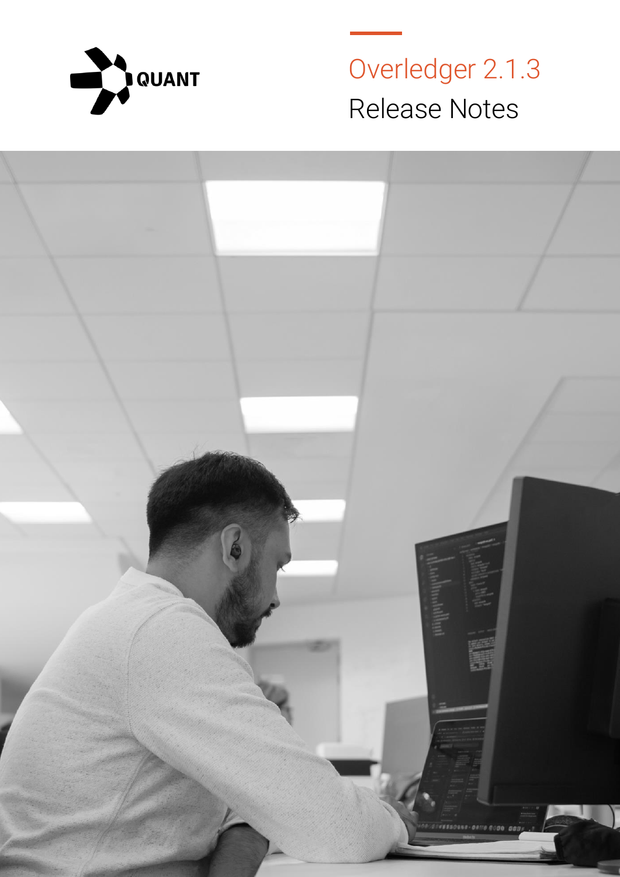QUANT

# Overledger 2.1.3

## Release Notes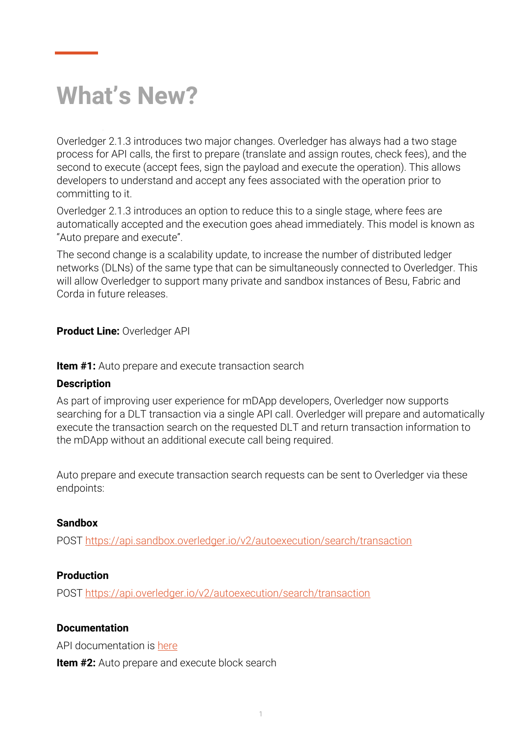# What's New?

Overledger 2.1.3 introduces two major changes. Overledger has always had a two stage process for API calls, the first to prepare (translate and assign routes, check fees), and the second to execute (accept fees, sign the payload and execute the operation). This allows developers to understand and accept any fees associated with the operation prior to committing to it.

Overledger 2.1.3 introduces an option to reduce this to a single stage, where fees are automatically accepted and the execution goes ahead immediately. This model is known as "Auto prepare and execute".

The second change is a scalability update, to increase the number of distributed ledger networks (DLNs) of the same type that can be simultaneously connected to Overledger. This will allow Overledger to support many private and sandbox instances of Besu, Fabric and Corda in future releases.

**Product Line:** Overledger API

**Item #1:** Auto prepare and execute transaction search

**Description**

As part of improving user experience for mDApp developers, Overledger now supports searching for a DLT transaction via a single API call. Overledger will prepare and automatically execute the transaction search on the requested DLT and return transaction information to the mDApp without an additional execute call being required.

Auto prepare and execute transaction search requests can be sent to Overledger via these endpoints:

**Sandbox**

POST https://api.sandbox.overledger.io/v2/autoexecution/search/transaction

**Production**

POST https://api.overledger.io/v2/autoexecution/search/transaction

**Documentation**

API documentation is here

**Item #2:** Auto prepare and execute block search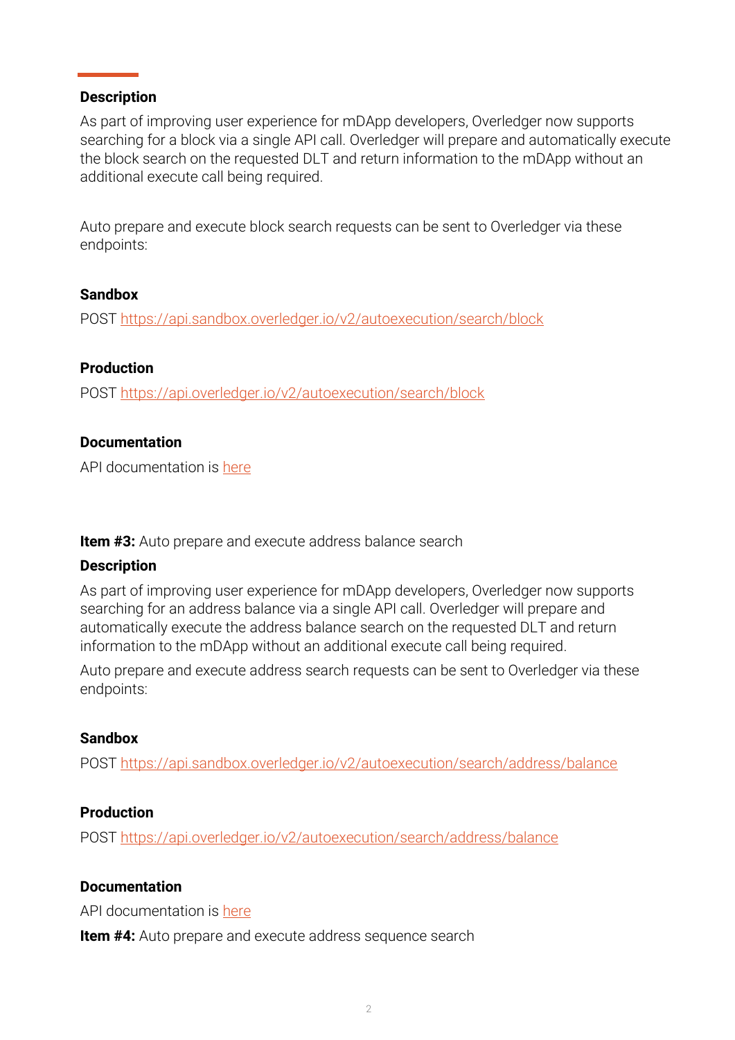**Description**

As part of improving user experience for mDApp developers, Overledger now supports searching for a block via a single API call. Overledger will prepare and automatically execute the block search on the requested DLT and return information to the mDApp without an additional execute call being required.

Auto prepare and execute block search requests can be sent to Overledger via these endpoints:

**Sandbox**

POST https://api.sandbox.overledger.io/v2/autoexecution/search/block

**Production**

POST https://api.overledger.io/v2/autoexecution/search/block

**Documentation**

API documentation is here

**Item #3:** Auto prepare and execute address balance search

**Description**

As part of improving user experience for mDApp developers, Overledger now supports searching for an address balance via a single API call. Overledger will prepare and automatically execute the address balance search on the requested DLT and return information to the mDApp without an additional execute call being required.

Auto prepare and execute address search requests can be sent to Overledger via these endpoints:

**Sandbox**

POST https://api.sandbox.overledger.io/v2/autoexecution/search/address/balance

**Production**

POST https://api.overledger.io/v2/autoexecution/search/address/balance

**Documentation**

API documentation is here

**Item #4:** Auto prepare and execute address sequence search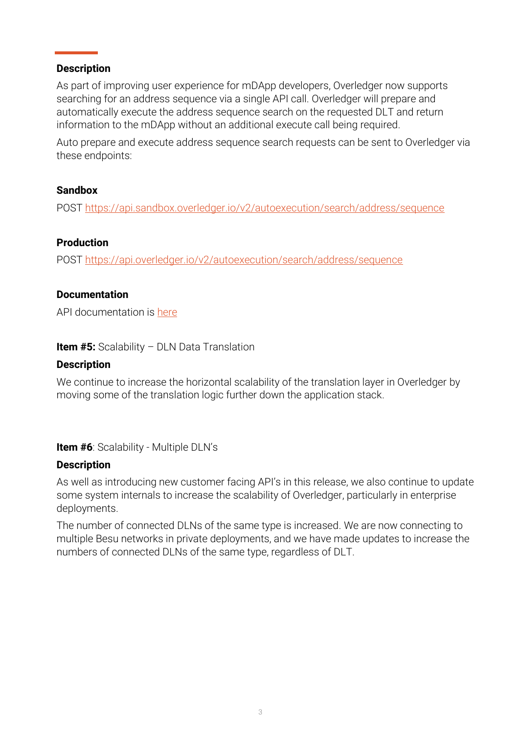**Description**

As part of improving user experience for mDApp developers, Overledger now supports searching for an address sequence via a single API call. Overledger will prepare and automatically execute the address sequence search on the requested DLT and return information to the mDApp without an additional execute call being required.

Auto prepare and execute address sequence search requests can be sent to Overledger via these endpoints:

**Sandbox**

POST https://api.sandbox.overledger.io/v2/autoexecution/search/address/sequence

**Production**

POST https://api.overledger.io/v2/autoexecution/search/address/sequence

**Documentation**

API documentation is here

**Item #5:** Scalability – DLN Data Translation

**Description**

We continue to increase the horizontal scalability of the translation layer in Overledger by moving some of the translation logic further down the application stack.

**Item #6**: Scalability - Multiple DLN's

**Description**

As well as introducing new customer facing API's in this release, we also continue to update some system internals to increase the scalability of Overledger, particularly in enterprise deployments.

The number of connected DLNs of the same type is increased. We are now connecting to multiple Besu networks in private deployments, and we have made updates to increase the numbers of connected DLNs of the same type, regardless of DLT.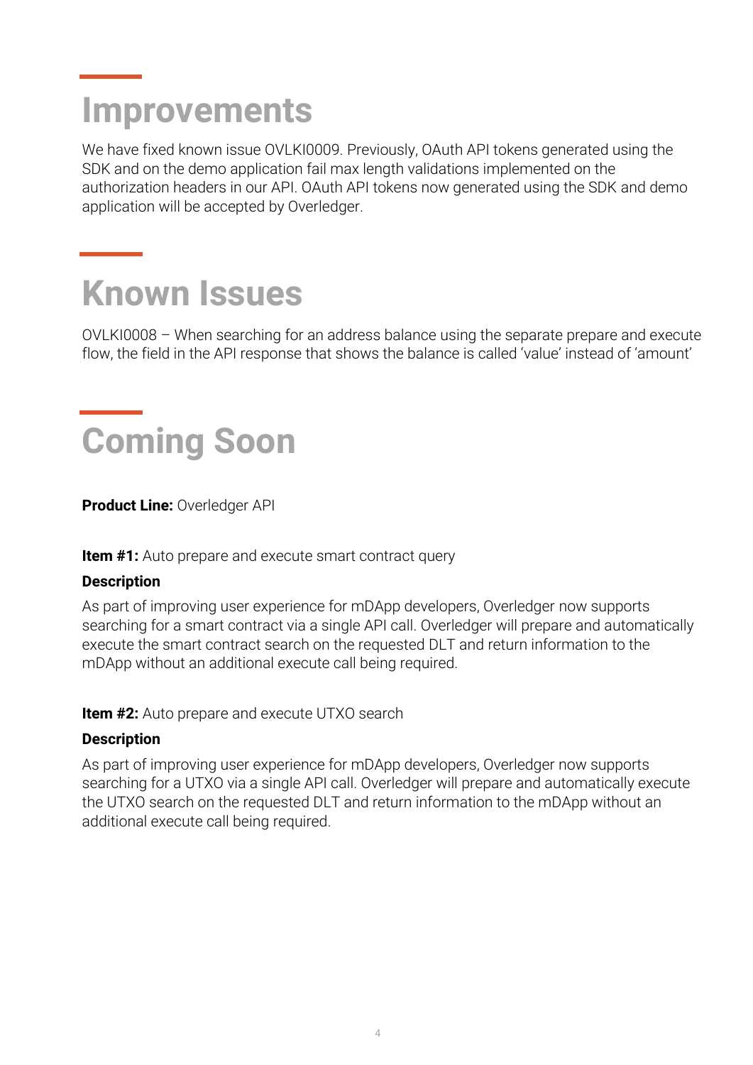# Improvements

We have fixed known issue OVLKI0009. Previously, OAuth API tokens generated using the SDK and on the demo application fail max length validations implemented on the authorization headers in our API. OAuth API tokens now generated using the SDK and demo application will be accepted by Overledger.

# Known Issues

OVLKI0008 – When searching for an address balance using the separate prepare and execute flow, the field in the API response that shows the balance is called 'value' instead of 'amount'

# Coming Soon

**Product Line:** Overledger API

**Item #1:** Auto prepare and execute smart contract query

**Description**

As part of improving user experience for mDApp developers, Overledger now supports searching for a smart contract via a single API call. Overledger will prepare and automatically execute the smart contract search on the requested DLT and return information to the mDApp without an additional execute call being required.

**Item #2:** Auto prepare and execute UTXO search

**Description**

As part of improving user experience for mDApp developers, Overledger now supports searching for a UTXO via a single API call. Overledger will prepare and automatically execute the UTXO search on the requested DLT and return information to the mDApp without an additional execute call being required.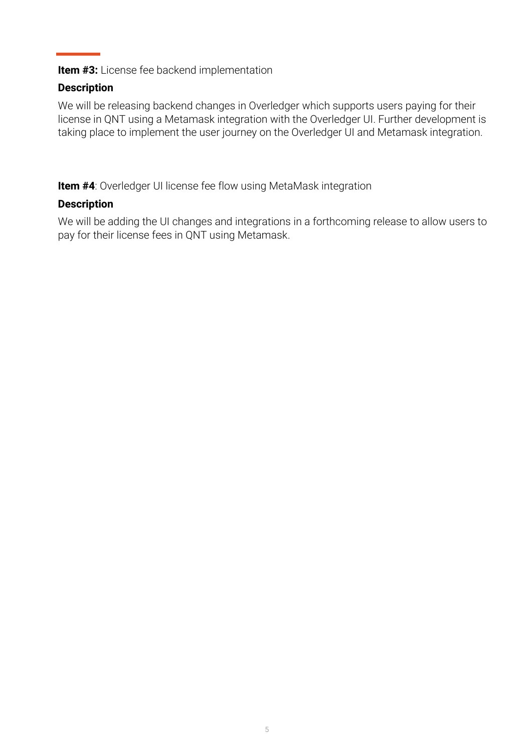**Item #3:** License fee backend implementation

**Description**

We will be releasing backend changes in Overledger which supports users paying for their license in QNT using a Metamask integration with the Overledger UI. Further development is taking place to implement the user journey on the Overledger UI and Metamask integration.

**Item #4**: Overledger UI license fee flow using MetaMask integration

**Description**

We will be adding the UI changes and integrations in a forthcoming release to allow users to pay for their license fees in QNT using Metamask.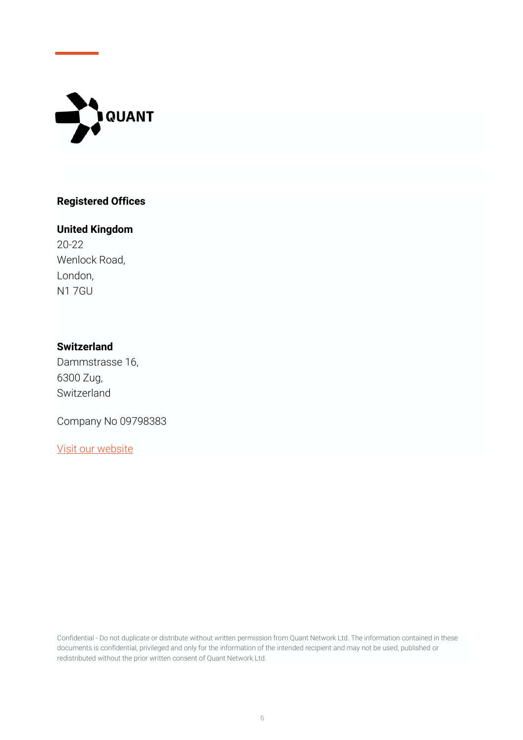QUANT

**Registered Offices**

**United Kingdom**
20-22
Wenlock Road,
London,
N1 7GU

**Switzerland**
Dammstrasse 16,
6300 Zug,
Switzerland

Company No 09798383

Visit our website

Confidential - Do not duplicate or distribute without written permission from Quant Network Ltd. The information contained in these documents is confidential, privileged and only for the information of the intended recipient and may not be used, published or redistributed without the prior written consent of Quant Network Ltd.